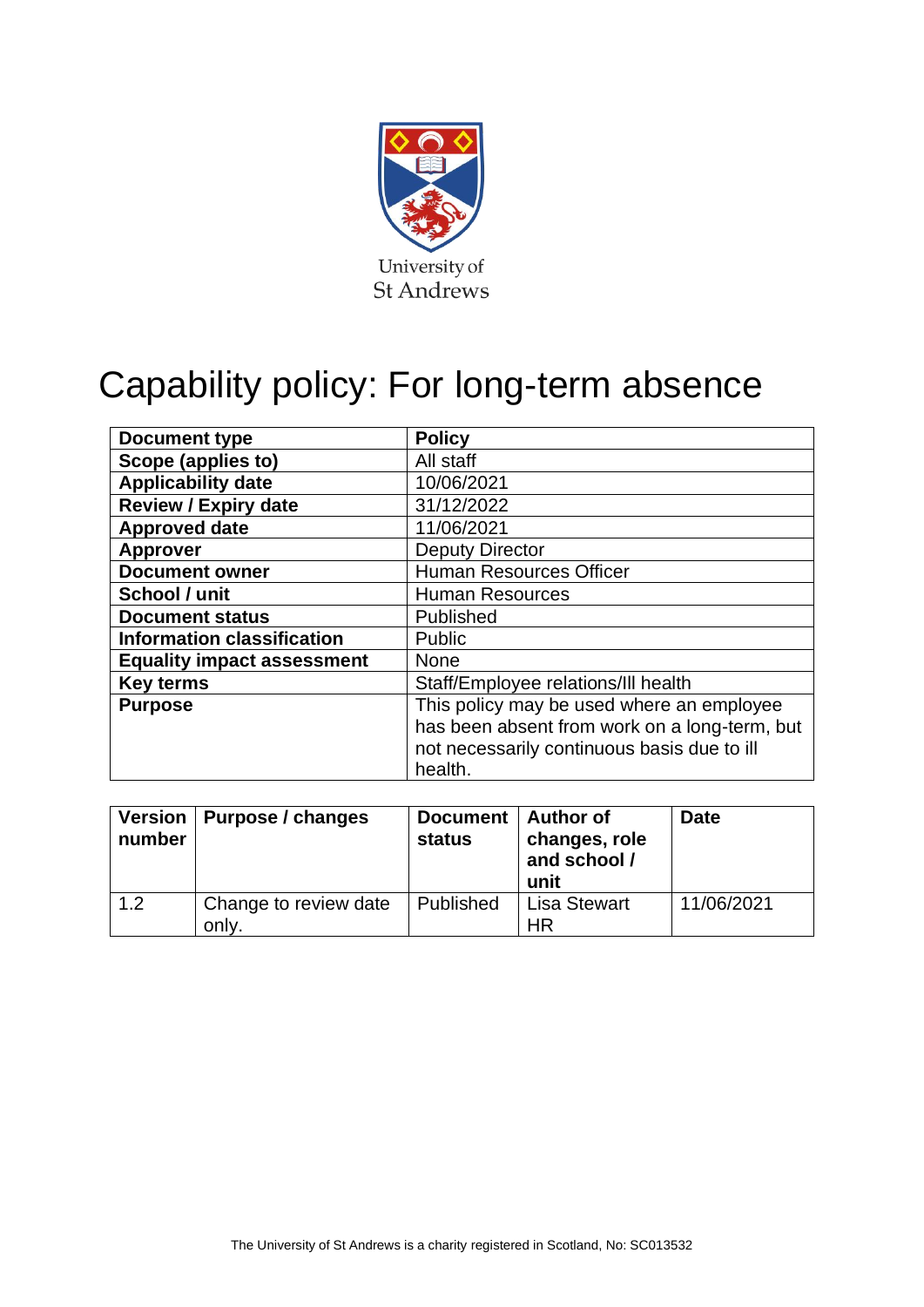University of St Andrews

# Capability policy: For long-term absence

| Document type | Policy |
|---|---|
| Scope (applies to) | All staff |
| Applicability date | 10/06/2021 |
| Review / Expiry date | 31/12/2022 |
| Approved date | 11/06/2021 |
| Approver | Deputy Director |
| Document owner | Human Resources Officer |
| School / unit | Human Resources |
| Document status | Published |
| Information classification | Public |
| Equality impact assessment | None |
| Key terms | Staff/Employee relations/Ill health |
| Purpose | This policy may be used where an employee has been absent from work on a long-term, but not necessarily continuous basis due to ill health. |

| Version number | Purpose / changes | Document status | Author of changes, role and school / unit | Date |
|---|---|---|---|---|
| 1.2 | Change to review date only. | Published | Lisa Stewart HR | 11/06/2021 |

The University of St Andrews is a charity registered in Scotland, No: SC013532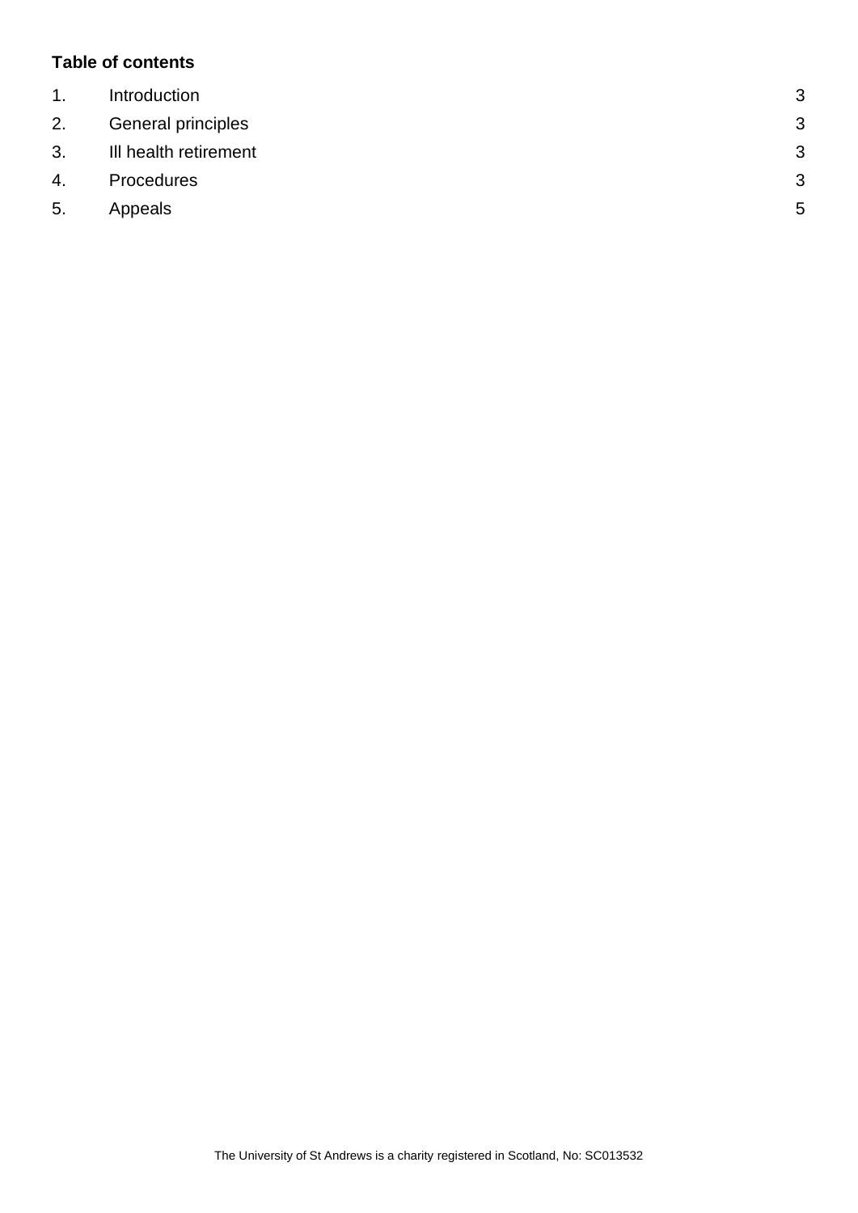**Table of contents**

| | | |
|---|---|---|
| 1. | Introduction | 3 |
| 2. | General principles | 3 |
| 3. | Ill health retirement | 3 |
| 4. | Procedures | 3 |
| 5. | Appeals | 5 |

The University of St Andrews is a charity registered in Scotland, No: SC013532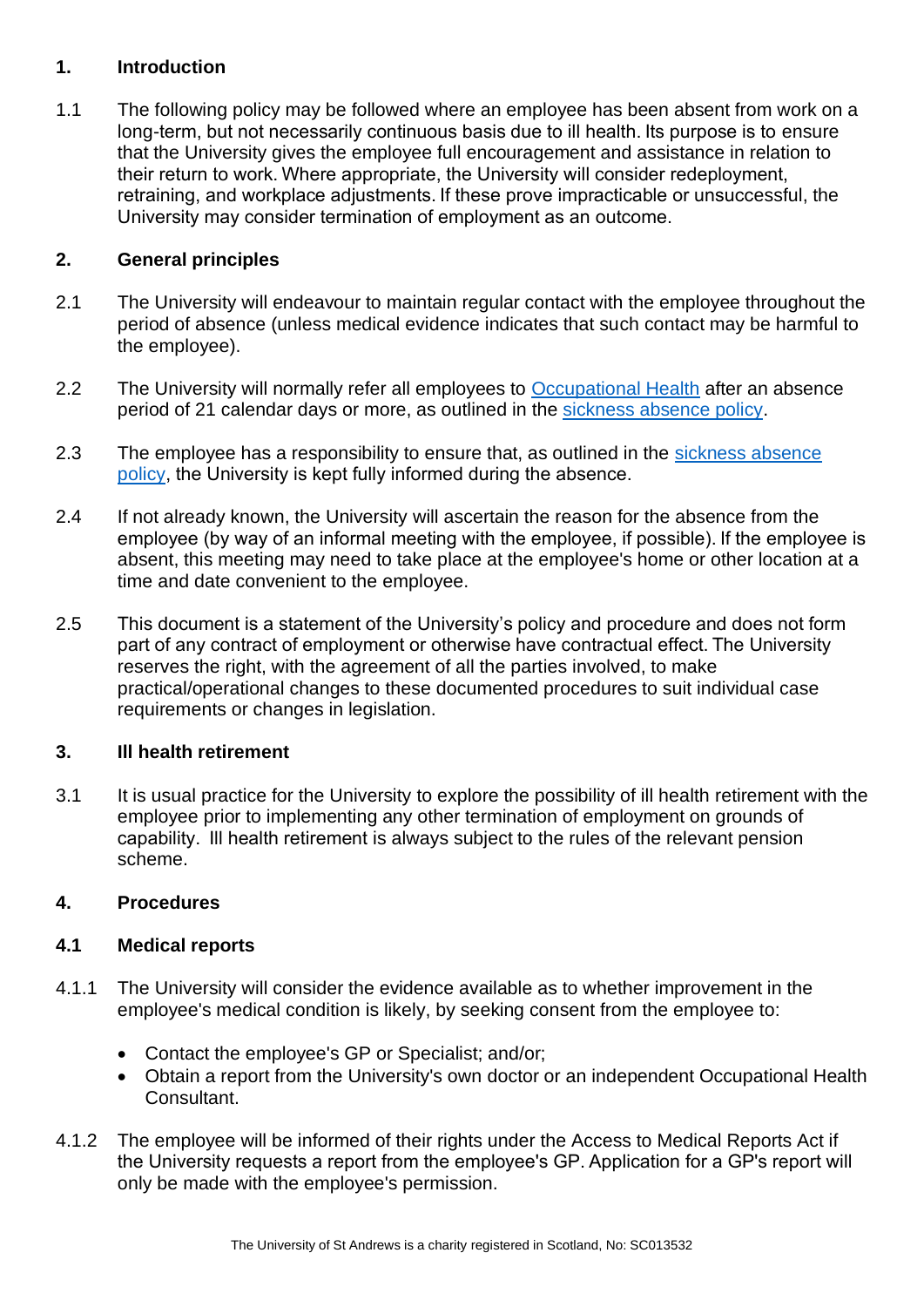## 1. Introduction

1.1 The following policy may be followed where an employee has been absent from work on a long-term, but not necessarily continuous basis due to ill health. Its purpose is to ensure that the University gives the employee full encouragement and assistance in relation to their return to work. Where appropriate, the University will consider redeployment, retraining, and workplace adjustments. If these prove impracticable or unsuccessful, the University may consider termination of employment as an outcome.

## 2. General principles

2.1 The University will endeavour to maintain regular contact with the employee throughout the period of absence (unless medical evidence indicates that such contact may be harmful to the employee).

2.2 The University will normally refer all employees to Occupational Health after an absence period of 21 calendar days or more, as outlined in the sickness absence policy.

2.3 The employee has a responsibility to ensure that, as outlined in the sickness absence policy, the University is kept fully informed during the absence.

2.4 If not already known, the University will ascertain the reason for the absence from the employee (by way of an informal meeting with the employee, if possible). If the employee is absent, this meeting may need to take place at the employee's home or other location at a time and date convenient to the employee.

2.5 This document is a statement of the University's policy and procedure and does not form part of any contract of employment or otherwise have contractual effect. The University reserves the right, with the agreement of all the parties involved, to make practical/operational changes to these documented procedures to suit individual case requirements or changes in legislation.

## 3. Ill health retirement

3.1 It is usual practice for the University to explore the possibility of ill health retirement with the employee prior to implementing any other termination of employment on grounds of capability. Ill health retirement is always subject to the rules of the relevant pension scheme.

## 4. Procedures

### 4.1 Medical reports

4.1.1 The University will consider the evidence available as to whether improvement in the employee's medical condition is likely, by seeking consent from the employee to:

- Contact the employee's GP or Specialist; and/or;
- Obtain a report from the University's own doctor or an independent Occupational Health Consultant.

4.1.2 The employee will be informed of their rights under the Access to Medical Reports Act if the University requests a report from the employee's GP. Application for a GP's report will only be made with the employee's permission.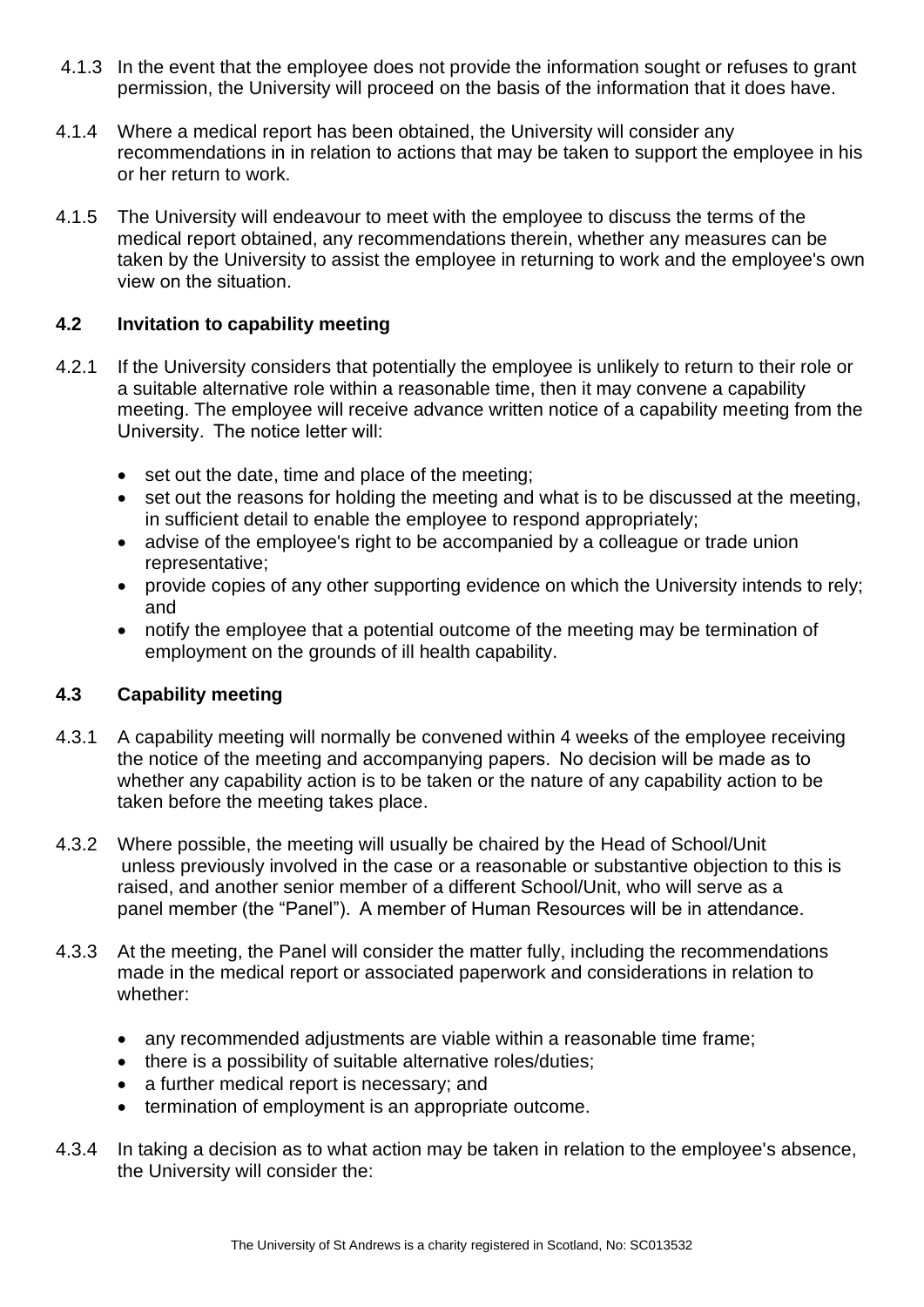4.1.3 In the event that the employee does not provide the information sought or refuses to grant permission, the University will proceed on the basis of the information that it does have.

4.1.4 Where a medical report has been obtained, the University will consider any recommendations in in relation to actions that may be taken to support the employee in his or her return to work.

4.1.5 The University will endeavour to meet with the employee to discuss the terms of the medical report obtained, any recommendations therein, whether any measures can be taken by the University to assist the employee in returning to work and the employee's own view on the situation.

### 4.2 Invitation to capability meeting

4.2.1 If the University considers that potentially the employee is unlikely to return to their role or a suitable alternative role within a reasonable time, then it may convene a capability meeting. The employee will receive advance written notice of a capability meeting from the University. The notice letter will:

- set out the date, time and place of the meeting;
- set out the reasons for holding the meeting and what is to be discussed at the meeting, in sufficient detail to enable the employee to respond appropriately;
- advise of the employee's right to be accompanied by a colleague or trade union representative;
- provide copies of any other supporting evidence on which the University intends to rely; and
- notify the employee that a potential outcome of the meeting may be termination of employment on the grounds of ill health capability.

### 4.3 Capability meeting

4.3.1 A capability meeting will normally be convened within 4 weeks of the employee receiving the notice of the meeting and accompanying papers. No decision will be made as to whether any capability action is to be taken or the nature of any capability action to be taken before the meeting takes place.

4.3.2 Where possible, the meeting will usually be chaired by the Head of School/Unit unless previously involved in the case or a reasonable or substantive objection to this is raised, and another senior member of a different School/Unit, who will serve as a panel member (the "Panel"). A member of Human Resources will be in attendance.

4.3.3 At the meeting, the Panel will consider the matter fully, including the recommendations made in the medical report or associated paperwork and considerations in relation to whether:

- any recommended adjustments are viable within a reasonable time frame;
- there is a possibility of suitable alternative roles/duties;
- a further medical report is necessary; and
- termination of employment is an appropriate outcome.

4.3.4 In taking a decision as to what action may be taken in relation to the employee's absence, the University will consider the: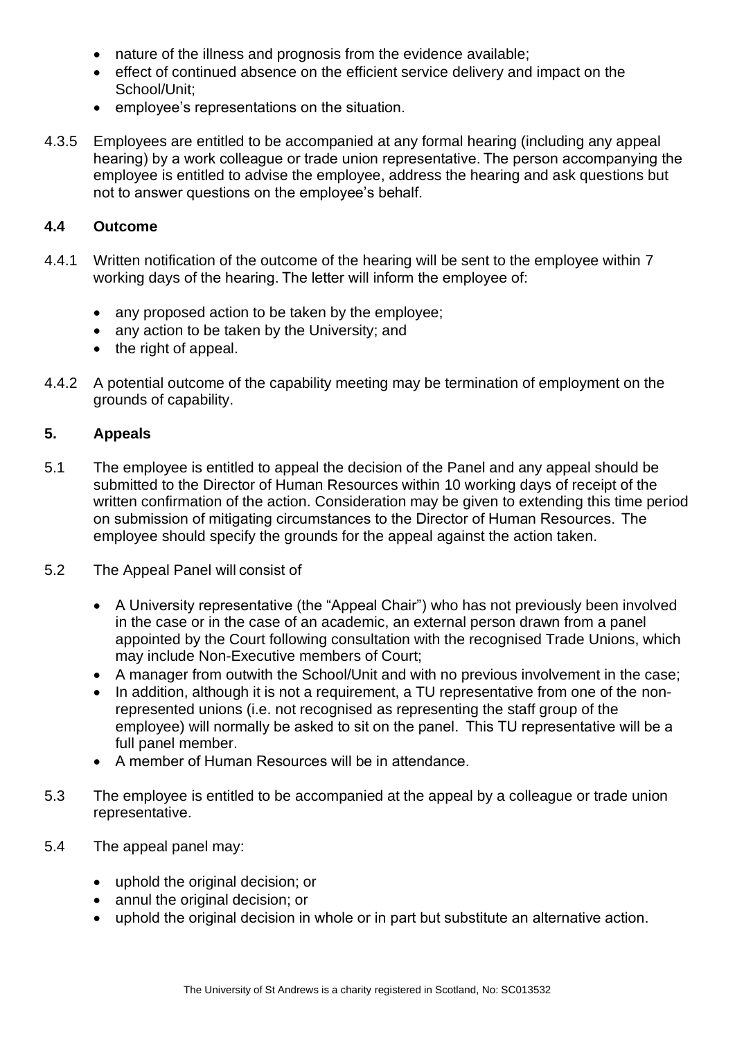- nature of the illness and prognosis from the evidence available;
- effect of continued absence on the efficient service delivery and impact on the School/Unit;
- employee's representations on the situation.

4.3.5 Employees are entitled to be accompanied at any formal hearing (including any appeal hearing) by a work colleague or trade union representative. The person accompanying the employee is entitled to advise the employee, address the hearing and ask questions but not to answer questions on the employee's behalf.

### 4.4 Outcome

4.4.1 Written notification of the outcome of the hearing will be sent to the employee within 7 working days of the hearing. The letter will inform the employee of:

- any proposed action to be taken by the employee;
- any action to be taken by the University; and
- the right of appeal.

4.4.2 A potential outcome of the capability meeting may be termination of employment on the grounds of capability.

## 5. Appeals

5.1 The employee is entitled to appeal the decision of the Panel and any appeal should be submitted to the Director of Human Resources within 10 working days of receipt of the written confirmation of the action. Consideration may be given to extending this time period on submission of mitigating circumstances to the Director of Human Resources. The employee should specify the grounds for the appeal against the action taken.

5.2 The Appeal Panel will consist of

- A University representative (the "Appeal Chair") who has not previously been involved in the case or in the case of an academic, an external person drawn from a panel appointed by the Court following consultation with the recognised Trade Unions, which may include Non-Executive members of Court;
- A manager from outwith the School/Unit and with no previous involvement in the case;
- In addition, although it is not a requirement, a TU representative from one of the non-represented unions (i.e. not recognised as representing the staff group of the employee) will normally be asked to sit on the panel. This TU representative will be a full panel member.
- A member of Human Resources will be in attendance.

5.3 The employee is entitled to be accompanied at the appeal by a colleague or trade union representative.

5.4 The appeal panel may:

- uphold the original decision; or
- annul the original decision; or
- uphold the original decision in whole or in part but substitute an alternative action.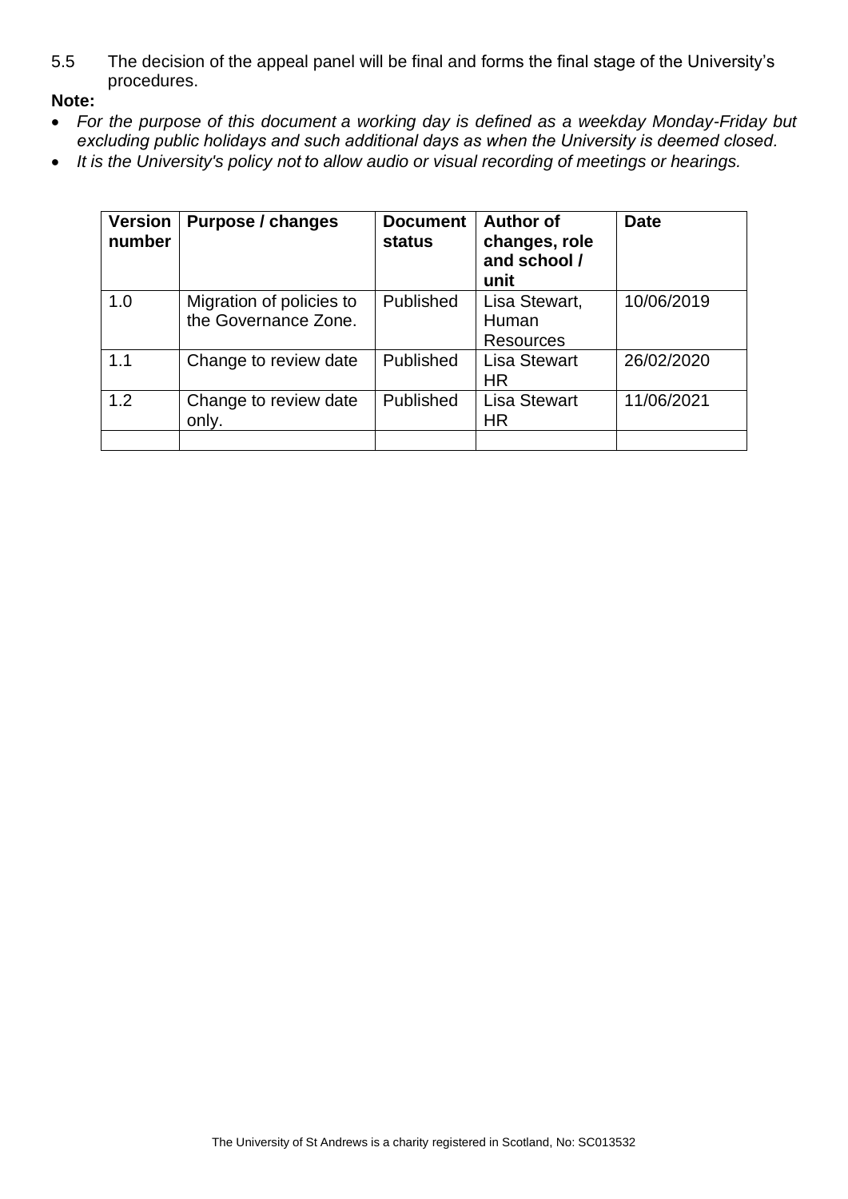5.5 The decision of the appeal panel will be final and forms the final stage of the University's procedures.

**Note:**

- *For the purpose of this document a working day is defined as a weekday Monday-Friday but excluding public holidays and such additional days as when the University is deemed closed.*
- *It is the University's policy not to allow audio or visual recording of meetings or hearings.*

| Version number | Purpose / changes | Document status | Author of changes, role and school / unit | Date |
|---|---|---|---|---|
| 1.0 | Migration of policies to the Governance Zone. | Published | Lisa Stewart, Human Resources | 10/06/2019 |
| 1.1 | Change to review date | Published | Lisa Stewart HR | 26/02/2020 |
| 1.2 | Change to review date only. | Published | Lisa Stewart HR | 11/06/2021 |
| | | | | |

The University of St Andrews is a charity registered in Scotland, No: SC013532